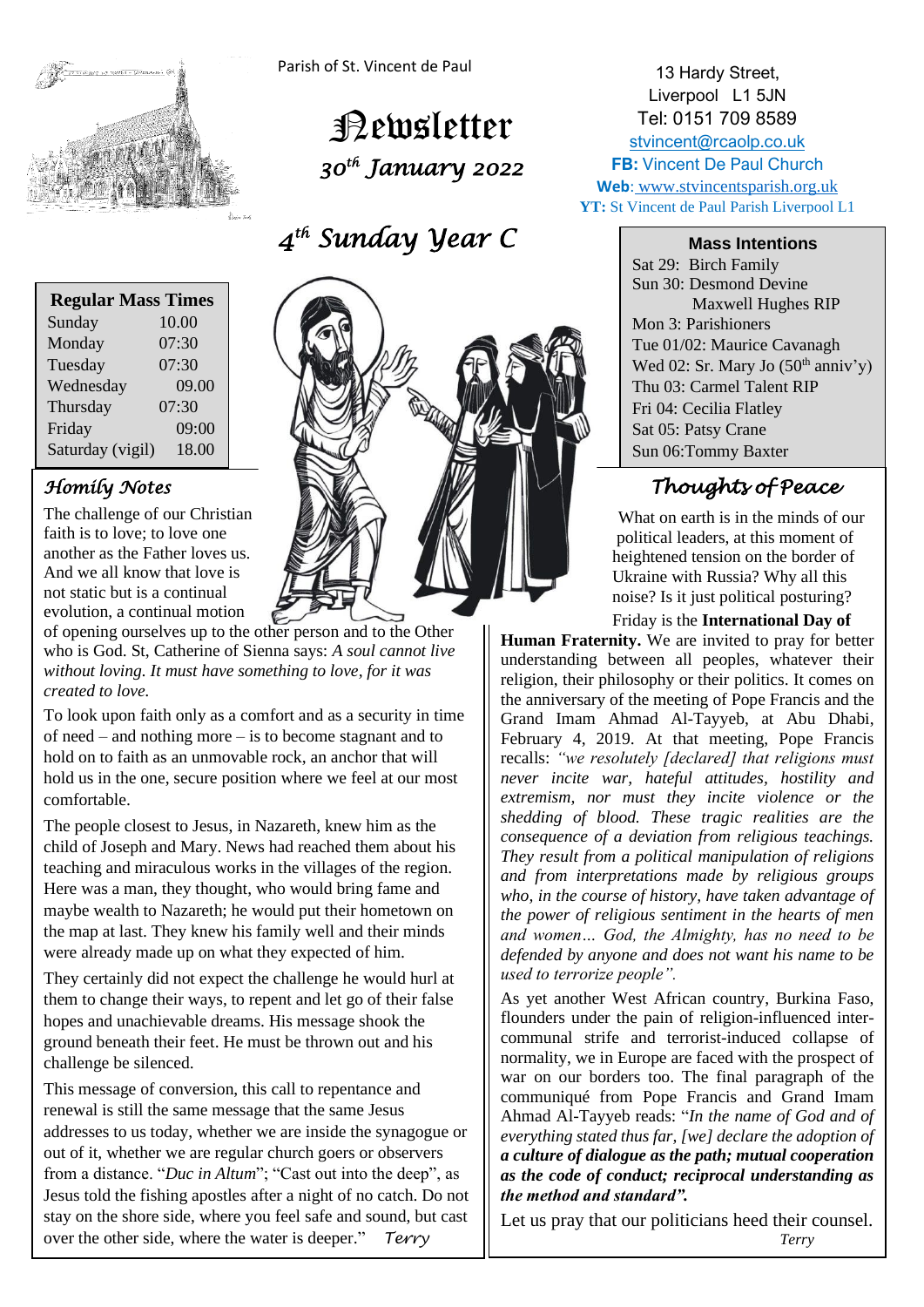Parish of St. Vincent de Paul

# Newsletter

*30th January 2022*

## *4th Sunday Year C*

13 Hardy Street,
Liverpool L1 5JN
Tel: 0151 709 8589
stvincent@rcaolp.co.uk
**FB:** Vincent De Paul Church
**Web**: www.stvincentsparish.org.uk
**YT:** St Vincent de Paul Parish Liverpool L1

| **Regular Mass Times** | |
|---|---|
| Sunday | 10.00 |
| Monday | 07:30 |
| Tuesday | 07:30 |
| Wednesday | 09.00 |
| Thursday | 07:30 |
| Friday | 09:00 |
| Saturday (vigil) | 18.00 |

### Mass Intentions

Sat 29: Birch Family
Sun 30: Desmond Devine
Maxwell Hughes RIP
Mon 3: Parishioners
Tue 01/02: Maurice Cavanagh
Wed 02: Sr. Mary Jo (50th anniv'y)
Thu 03: Carmel Talent RIP
Fri 04: Cecilia Flatley
Sat 05: Patsy Crane
Sun 06:Tommy Baxter

### *Homily Notes*

The challenge of our Christian faith is to love; to love one another as the Father loves us. And we all know that love is not static but is a continual evolution, a continual motion of opening ourselves up to the other person and to the Other who is God. St, Catherine of Sienna says: *A soul cannot live without loving. It must have something to love, for it was created to love.*

To look upon faith only as a comfort and as a security in time of need – and nothing more – is to become stagnant and to hold on to faith as an unmovable rock, an anchor that will hold us in the one, secure position where we feel at our most comfortable.

The people closest to Jesus, in Nazareth, knew him as the child of Joseph and Mary. News had reached them about his teaching and miraculous works in the villages of the region. Here was a man, they thought, who would bring fame and maybe wealth to Nazareth; he would put their hometown on the map at last. They knew his family well and their minds were already made up on what they expected of him.

They certainly did not expect the challenge he would hurl at them to change their ways, to repent and let go of their false hopes and unachievable dreams. His message shook the ground beneath their feet. He must be thrown out and his challenge be silenced.

This message of conversion, this call to repentance and renewal is still the same message that the same Jesus addresses to us today, whether we are inside the synagogue or out of it, whether we are regular church goers or observers from a distance. "*Duc in Altum*"; "Cast out into the deep", as Jesus told the fishing apostles after a night of no catch. Do not stay on the shore side, where you feel safe and sound, but cast over the other side, where the water is deeper." *Terry*

### *Thoughts of Peace*

What on earth is in the minds of our political leaders, at this moment of heightened tension on the border of Ukraine with Russia? Why all this noise? Is it just political posturing?

Friday is the **International Day of Human Fraternity.** We are invited to pray for better understanding between all peoples, whatever their religion, their philosophy or their politics. It comes on the anniversary of the meeting of Pope Francis and the Grand Imam Ahmad Al-Tayyeb, at Abu Dhabi, February 4, 2019. At that meeting, Pope Francis recalls: *"we resolutely [declared] that religions must never incite war, hateful attitudes, hostility and extremism, nor must they incite violence or the shedding of blood. These tragic realities are the consequence of a deviation from religious teachings. They result from a political manipulation of religions and from interpretations made by religious groups who, in the course of history, have taken advantage of the power of religious sentiment in the hearts of men and women… God, the Almighty, has no need to be defended by anyone and does not want his name to be used to terrorize people".*

As yet another West African country, Burkina Faso, flounders under the pain of religion-influenced inter-communal strife and terrorist-induced collapse of normality, we in Europe are faced with the prospect of war on our borders too. The final paragraph of the communiqué from Pope Francis and Grand Imam Ahmad Al-Tayyeb reads: "*In the name of God and of everything stated thus far, [we] declare the adoption of* ***a culture of dialogue as the path; mutual cooperation as the code of conduct; reciprocal understanding as the method and standard".***

Let us pray that our politicians heed their counsel.

*Terry*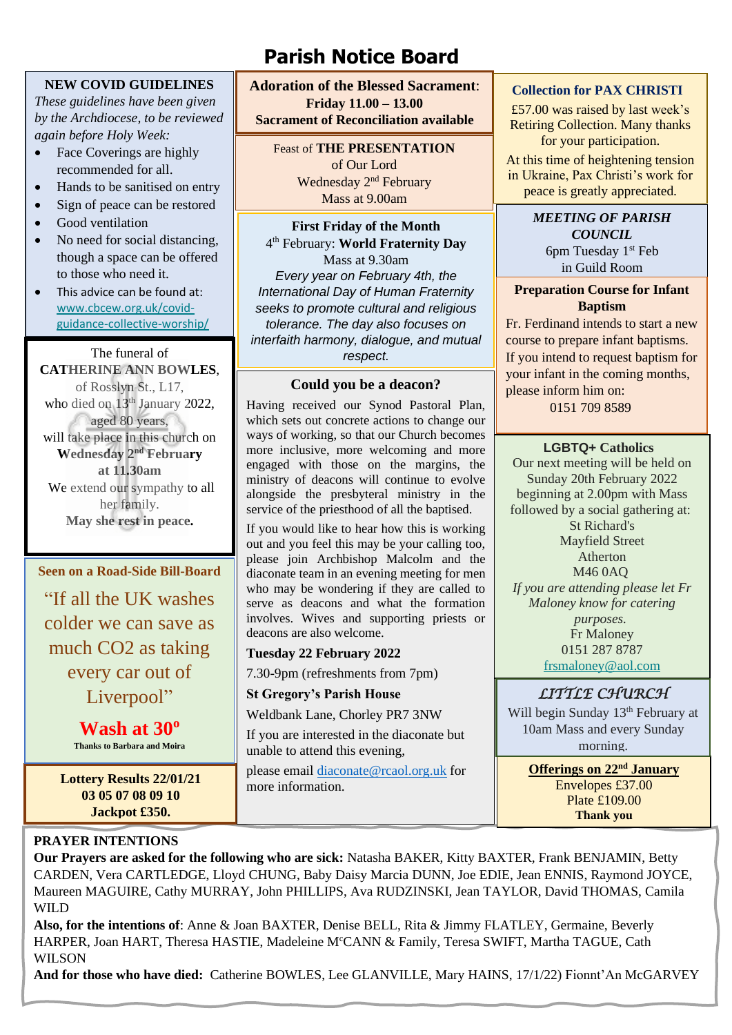# Parish Notice Board

**NEW COVID GUIDELINES**

*These guidelines have been given by the Archdiocese, to be reviewed again before Holy Week:*

- Face Coverings are highly recommended for all.
- Hands to be sanitised on entry
- Sign of peace can be restored
- Good ventilation
- No need for social distancing, though a space can be offered to those who need it.
- This advice can be found at: www.cbcew.org.uk/covid-guidance-collective-worship/

The funeral of **CATHERINE ANN BOWLES**, of Rosslyn St., L17, who died on 13th January 2022, aged 80 years, will take place in this church on **Wednesday 2nd February at 11.30am**

We extend our sympathy to all her family.

**May she rest in peace.**

**Seen on a Road-Side Bill-Board**

"If all the UK washes colder we can save as much $CO_2$ as taking every car out of Liverpool"

**Wash at 30°**

**Thanks to Barbara and Moira**

**Lottery Results 22/01/21**
**03 05 07 08 09 10**
**Jackpot £350.**

**Adoration of the Blessed Sacrament**: **Friday 11.00 – 13.00**
**Sacrament of Reconciliation available**

Feast of **THE PRESENTATION** of Our Lord
Wednesday 2nd February
Mass at 9.00am

**First Friday of the Month**
4th February: **World Fraternity Day**
Mass at 9.30am

*Every year on February 4th, the International Day of Human Fraternity seeks to promote cultural and religious tolerance. The day also focuses on interfaith harmony, dialogue, and mutual respect.*

**Could you be a deacon?**

Having received our Synod Pastoral Plan, which sets out concrete actions to change our ways of working, so that our Church becomes more inclusive, more welcoming and more engaged with those on the margins, the ministry of deacons will continue to evolve alongside the presbyteral ministry in the service of the priesthood of all the baptised.

If you would like to hear how this is working out and you feel this may be your calling too, please join Archbishop Malcolm and the diaconate team in an evening meeting for men who may be wondering if they are called to serve as deacons and what the formation involves. Wives and supporting priests or deacons are also welcome.

**Tuesday 22 February 2022**

7.30-9pm (refreshments from 7pm)

**St Gregory's Parish House**

Weldbank Lane, Chorley PR7 3NW

If you are interested in the diaconate but unable to attend this evening,

please email diaconate@rcaol.org.uk for more information.

**Collection for PAX CHRISTI**

£57.00 was raised by last week's Retiring Collection. Many thanks for your participation.

At this time of heightening tension in Ukraine, Pax Christi's work for peace is greatly appreciated.

***MEETING OF PARISH COUNCIL***
6pm Tuesday 1st Feb
in Guild Room

**Preparation Course for Infant Baptism**

Fr. Ferdinand intends to start a new course to prepare infant baptisms. If you intend to request baptism for your infant in the coming months, please inform him on:
0151 709 8589

**LGBTQ+ Catholics**

Our next meeting will be held on Sunday 20th February 2022 beginning at 2.00pm with Mass followed by a social gathering at:
St Richard's
Mayfield Street
Atherton
M46 0AQ

*If you are attending please let Fr Maloney know for catering purposes.*
Fr Maloney
0151 287 8787
frsmaloney@aol.com

*LITTLE CHURCH*

Will begin Sunday 13th February at 10am Mass and every Sunday morning.

**Offerings on 22nd January**
Envelopes £37.00
Plate £109.00
**Thank you**

**PRAYER INTENTIONS**

**Our Prayers are asked for the following who are sick:** Natasha BAKER, Kitty BAXTER, Frank BENJAMIN, Betty CARDEN, Vera CARTLEDGE, Lloyd CHUNG, Baby Daisy Marcia DUNN, Joe EDIE, Jean ENNIS, Raymond JOYCE, Maureen MAGUIRE, Cathy MURRAY, John PHILLIPS, Ava RUDZINSKI, Jean TAYLOR, David THOMAS, Camila WILD

**Also, for the intentions of**: Anne & Joan BAXTER, Denise BELL, Rita & Jimmy FLATLEY, Germaine, Beverly HARPER, Joan HART, Theresa HASTIE, Madeleine McCANN & Family, Teresa SWIFT, Martha TAGUE, Cath WILSON

**And for those who have died:** Catherine BOWLES, Lee GLANVILLE, Mary HAINS, 17/1/22) Fionnt'An McGARVEY